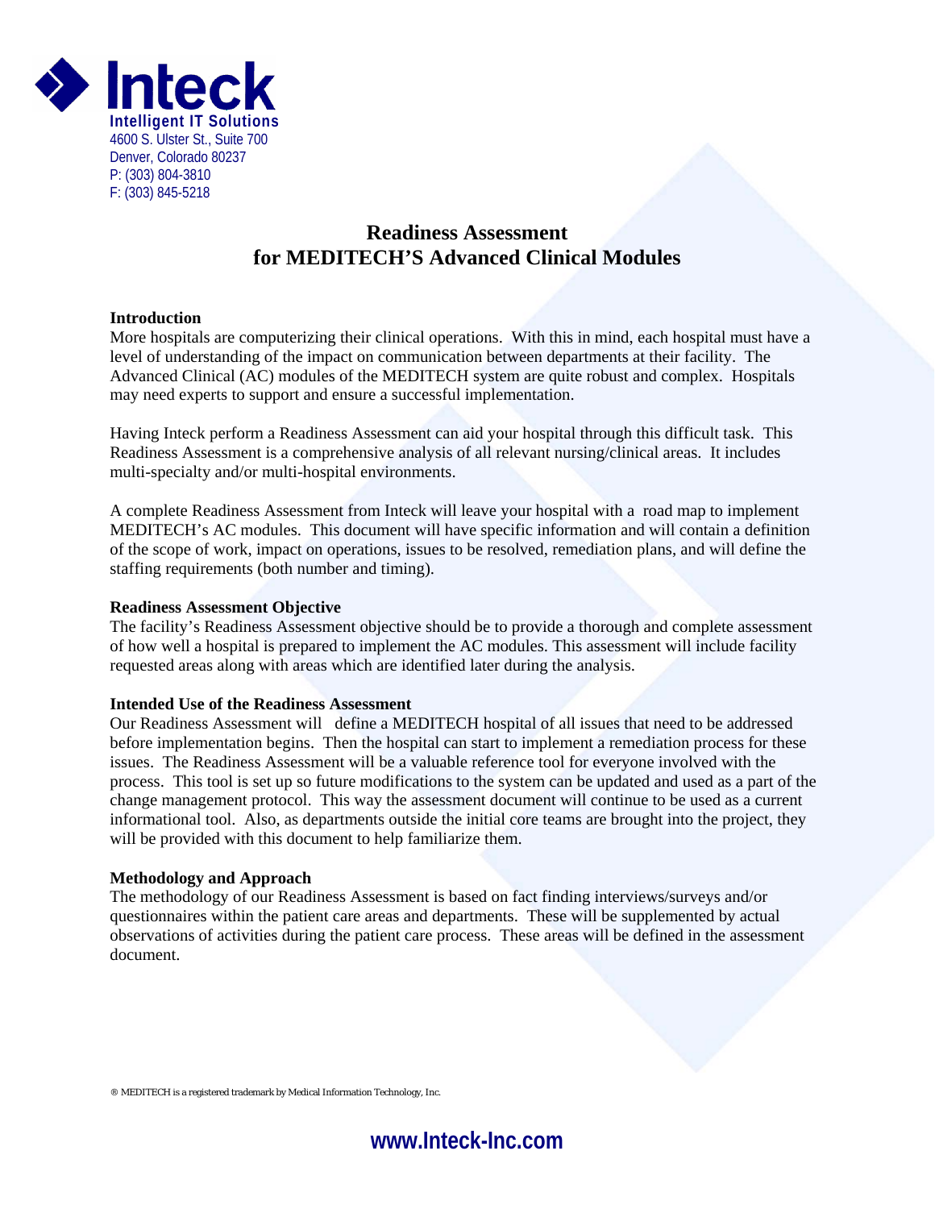**Inteck**
**Intelligent IT Solutions**
4600 S. Ulster St., Suite 700
Denver, Colorado 80237
P: (303) 804-3810
F: (303) 845-5218

# Readiness Assessment for MEDITECH'S Advanced Clinical Modules

**Introduction**

More hospitals are computerizing their clinical operations. With this in mind, each hospital must have a level of understanding of the impact on communication between departments at their facility. The Advanced Clinical (AC) modules of the MEDITECH system are quite robust and complex. Hospitals may need experts to support and ensure a successful implementation.

Having Inteck perform a Readiness Assessment can aid your hospital through this difficult task. This Readiness Assessment is a comprehensive analysis of all relevant nursing/clinical areas. It includes multi-specialty and/or multi-hospital environments.

A complete Readiness Assessment from Inteck will leave your hospital with a road map to implement MEDITECH's AC modules. This document will have specific information and will contain a definition of the scope of work, impact on operations, issues to be resolved, remediation plans, and will define the staffing requirements (both number and timing).

**Readiness Assessment Objective**

The facility's Readiness Assessment objective should be to provide a thorough and complete assessment of how well a hospital is prepared to implement the AC modules. This assessment will include facility requested areas along with areas which are identified later during the analysis.

**Intended Use of the Readiness Assessment**

Our Readiness Assessment will define a MEDITECH hospital of all issues that need to be addressed before implementation begins. Then the hospital can start to implement a remediation process for these issues. The Readiness Assessment will be a valuable reference tool for everyone involved with the process. This tool is set up so future modifications to the system can be updated and used as a part of the change management protocol. This way the assessment document will continue to be used as a current informational tool. Also, as departments outside the initial core teams are brought into the project, they will be provided with this document to help familiarize them.

**Methodology and Approach**

The methodology of our Readiness Assessment is based on fact finding interviews/surveys and/or questionnaires within the patient care areas and departments. These will be supplemented by actual observations of activities during the patient care process. These areas will be defined in the assessment document.

® MEDITECH is a registered trademark by Medical Information Technology, Inc.

**www.Inteck-Inc.com**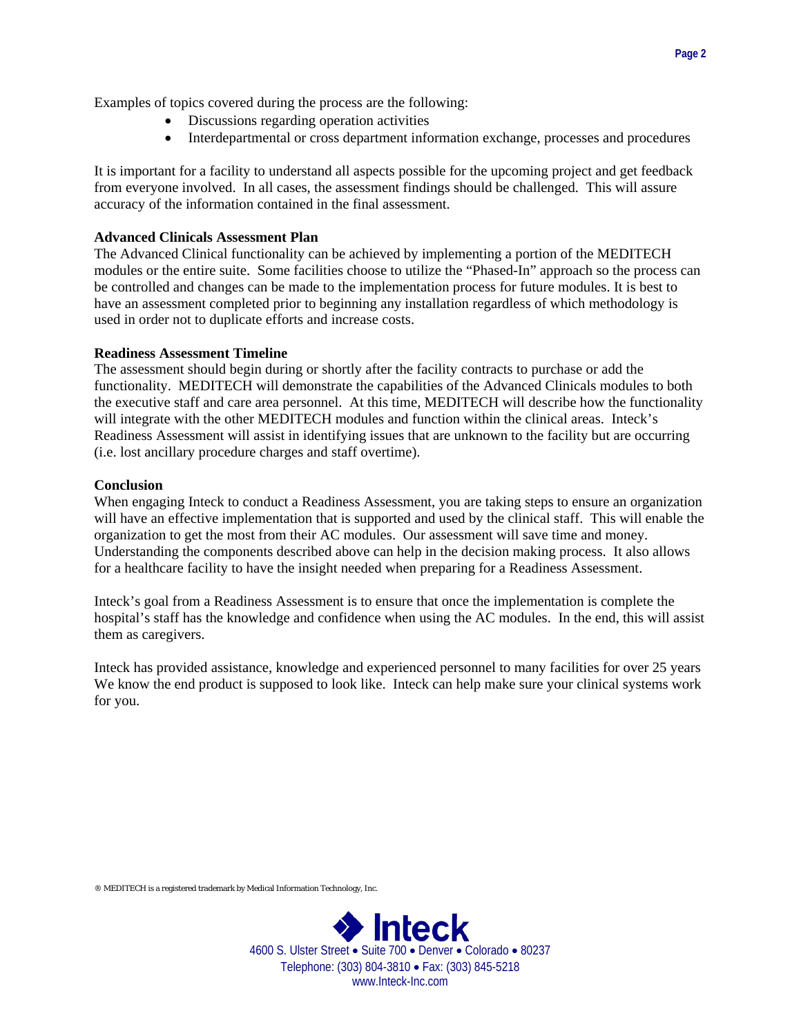Examples of topics covered during the process are the following:

- Discussions regarding operation activities
- Interdepartmental or cross department information exchange, processes and procedures

It is important for a facility to understand all aspects possible for the upcoming project and get feedback from everyone involved. In all cases, the assessment findings should be challenged. This will assure accuracy of the information contained in the final assessment.

**Advanced Clinicals Assessment Plan**

The Advanced Clinical functionality can be achieved by implementing a portion of the MEDITECH modules or the entire suite. Some facilities choose to utilize the "Phased-In" approach so the process can be controlled and changes can be made to the implementation process for future modules. It is best to have an assessment completed prior to beginning any installation regardless of which methodology is used in order not to duplicate efforts and increase costs.

**Readiness Assessment Timeline**

The assessment should begin during or shortly after the facility contracts to purchase or add the functionality. MEDITECH will demonstrate the capabilities of the Advanced Clinicals modules to both the executive staff and care area personnel. At this time, MEDITECH will describe how the functionality will integrate with the other MEDITECH modules and function within the clinical areas. Inteck's Readiness Assessment will assist in identifying issues that are unknown to the facility but are occurring (i.e. lost ancillary procedure charges and staff overtime).

**Conclusion**

When engaging Inteck to conduct a Readiness Assessment, you are taking steps to ensure an organization will have an effective implementation that is supported and used by the clinical staff. This will enable the organization to get the most from their AC modules. Our assessment will save time and money. Understanding the components described above can help in the decision making process. It also allows for a healthcare facility to have the insight needed when preparing for a Readiness Assessment.

Inteck's goal from a Readiness Assessment is to ensure that once the implementation is complete the hospital's staff has the knowledge and confidence when using the AC modules. In the end, this will assist them as caregivers.

Inteck has provided assistance, knowledge and experienced personnel to many facilities for over 25 years We know the end product is supposed to look like. Inteck can help make sure your clinical systems work for you.

® MEDITECH is a registered trademark by Medical Information Technology, Inc.

Inteck
4600 S. Ulster Street • Suite 700 • Denver • Colorado • 80237
Telephone: (303) 804-3810 • Fax: (303) 845-5218
www.Inteck-Inc.com